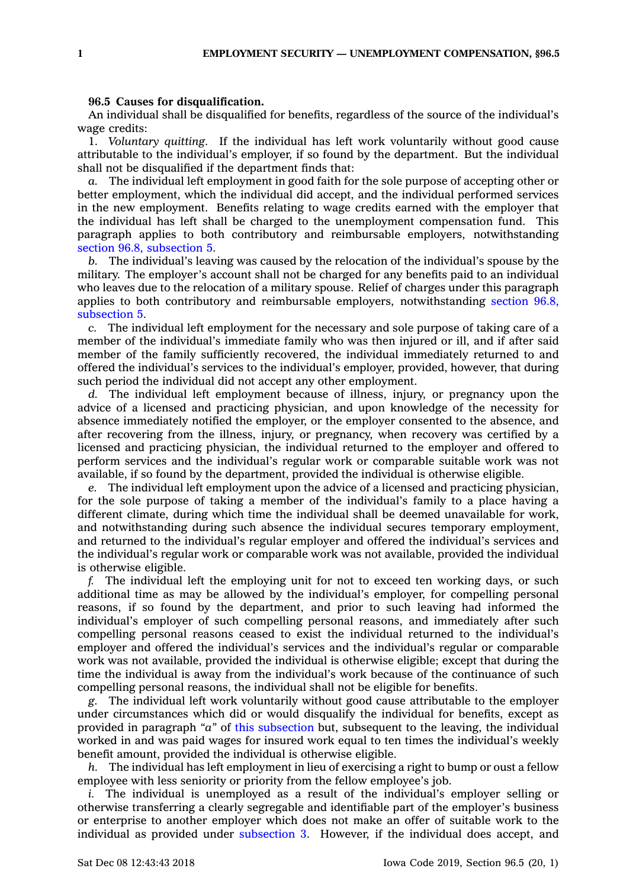**96.5 Causes for disqualification.**

An individual shall be disqualified for benefits, regardless of the source of the individual's wage credits:

1. *Voluntary quitting.* If the individual has left work voluntarily without good cause attributable to the individual's employer, if so found by the department. But the individual shall not be disqualified if the department finds that:

*a.* The individual left employment in good faith for the sole purpose of accepting other or better employment, which the individual did accept, and the individual performed services in the new employment. Benefits relating to wage credits earned with the employer that the individual has left shall be charged to the unemployment compensation fund. This paragraph applies to both contributory and reimbursable employers, notwithstanding section 96.8, subsection 5.

*b.* The individual's leaving was caused by the relocation of the individual's spouse by the military. The employer's account shall not be charged for any benefits paid to an individual who leaves due to the relocation of a military spouse. Relief of charges under this paragraph applies to both contributory and reimbursable employers, notwithstanding section 96.8, subsection 5.

*c.* The individual left employment for the necessary and sole purpose of taking care of a member of the individual's immediate family who was then injured or ill, and if after said member of the family sufficiently recovered, the individual immediately returned to and offered the individual's services to the individual's employer, provided, however, that during such period the individual did not accept any other employment.

*d.* The individual left employment because of illness, injury, or pregnancy upon the advice of a licensed and practicing physician, and upon knowledge of the necessity for absence immediately notified the employer, or the employer consented to the absence, and after recovering from the illness, injury, or pregnancy, when recovery was certified by a licensed and practicing physician, the individual returned to the employer and offered to perform services and the individual's regular work or comparable suitable work was not available, if so found by the department, provided the individual is otherwise eligible.

*e.* The individual left employment upon the advice of a licensed and practicing physician, for the sole purpose of taking a member of the individual's family to a place having a different climate, during which time the individual shall be deemed unavailable for work, and notwithstanding during such absence the individual secures temporary employment, and returned to the individual's regular employer and offered the individual's services and the individual's regular work or comparable work was not available, provided the individual is otherwise eligible.

*f.* The individual left the employing unit for not to exceed ten working days, or such additional time as may be allowed by the individual's employer, for compelling personal reasons, if so found by the department, and prior to such leaving had informed the individual's employer of such compelling personal reasons, and immediately after such compelling personal reasons ceased to exist the individual returned to the individual's employer and offered the individual's services and the individual's regular or comparable work was not available, provided the individual is otherwise eligible; except that during the time the individual is away from the individual's work because of the continuance of such compelling personal reasons, the individual shall not be eligible for benefits.

*g.* The individual left work voluntarily without good cause attributable to the employer under circumstances which did or would disqualify the individual for benefits, except as provided in paragraph "*a*" of this subsection but, subsequent to the leaving, the individual worked in and was paid wages for insured work equal to ten times the individual's weekly benefit amount, provided the individual is otherwise eligible.

*h.* The individual has left employment in lieu of exercising a right to bump or oust a fellow employee with less seniority or priority from the fellow employee's job.

*i.* The individual is unemployed as a result of the individual's employer selling or otherwise transferring a clearly segregable and identifiable part of the employer's business or enterprise to another employer which does not make an offer of suitable work to the individual as provided under subsection 3. However, if the individual does accept, and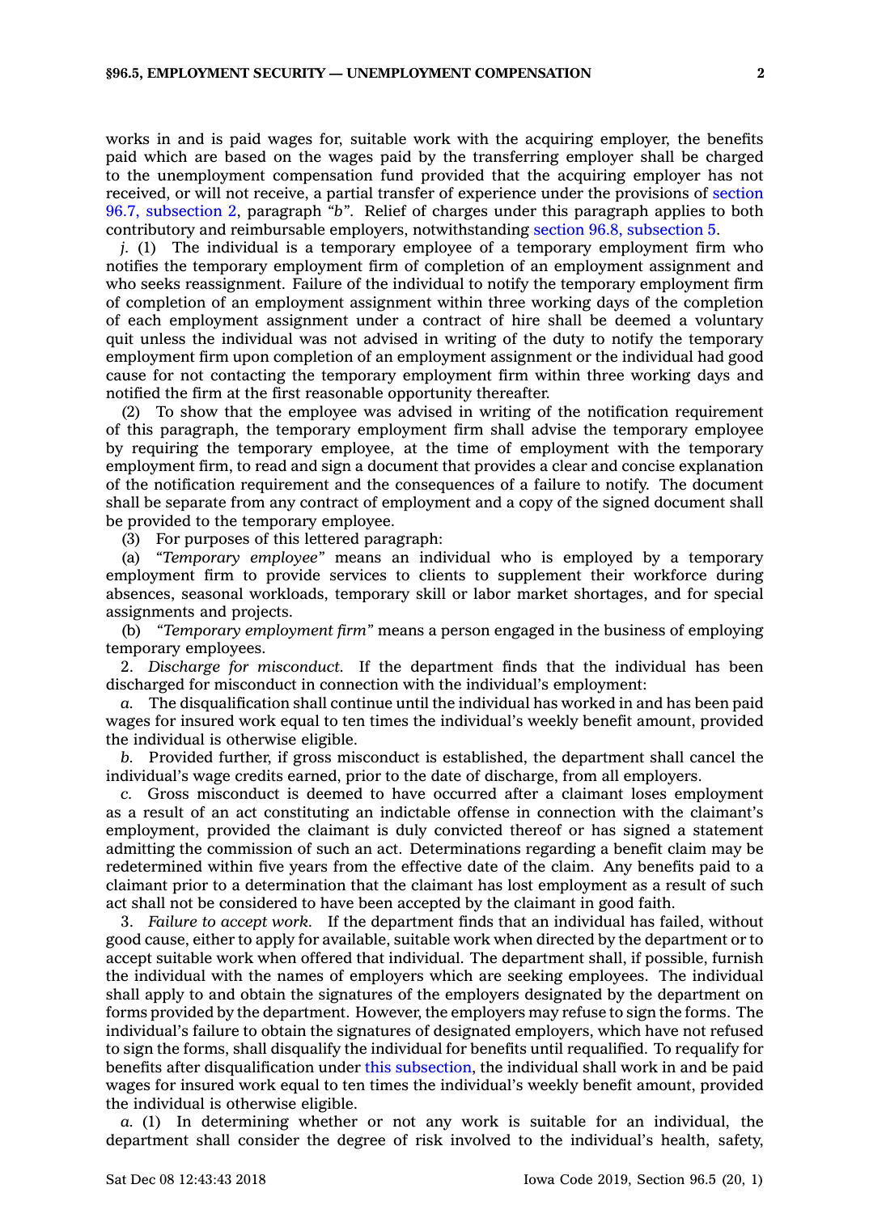works in and is paid wages for, suitable work with the acquiring employer, the benefits paid which are based on the wages paid by the transferring employer shall be charged to the unemployment compensation fund provided that the acquiring employer has not received, or will not receive, a partial transfer of experience under the provisions of section 96.7, subsection 2, paragraph *"b"*. Relief of charges under this paragraph applies to both contributory and reimbursable employers, notwithstanding section 96.8, subsection 5.

*j.* (1) The individual is a temporary employee of a temporary employment firm who notifies the temporary employment firm of completion of an employment assignment and who seeks reassignment. Failure of the individual to notify the temporary employment firm of completion of an employment assignment within three working days of the completion of each employment assignment under a contract of hire shall be deemed a voluntary quit unless the individual was not advised in writing of the duty to notify the temporary employment firm upon completion of an employment assignment or the individual had good cause for not contacting the temporary employment firm within three working days and notified the firm at the first reasonable opportunity thereafter.

(2) To show that the employee was advised in writing of the notification requirement of this paragraph, the temporary employment firm shall advise the temporary employee by requiring the temporary employee, at the time of employment with the temporary employment firm, to read and sign a document that provides a clear and concise explanation of the notification requirement and the consequences of a failure to notify. The document shall be separate from any contract of employment and a copy of the signed document shall be provided to the temporary employee.

(3) For purposes of this lettered paragraph:

(a) *"Temporary employee"* means an individual who is employed by a temporary employment firm to provide services to clients to supplement their workforce during absences, seasonal workloads, temporary skill or labor market shortages, and for special assignments and projects.

(b) *"Temporary employment firm"* means a person engaged in the business of employing temporary employees.

2. *Discharge for misconduct.* If the department finds that the individual has been discharged for misconduct in connection with the individual's employment:

*a.* The disqualification shall continue until the individual has worked in and has been paid wages for insured work equal to ten times the individual's weekly benefit amount, provided the individual is otherwise eligible.

*b.* Provided further, if gross misconduct is established, the department shall cancel the individual's wage credits earned, prior to the date of discharge, from all employers.

*c.* Gross misconduct is deemed to have occurred after a claimant loses employment as a result of an act constituting an indictable offense in connection with the claimant's employment, provided the claimant is duly convicted thereof or has signed a statement admitting the commission of such an act. Determinations regarding a benefit claim may be redetermined within five years from the effective date of the claim. Any benefits paid to a claimant prior to a determination that the claimant has lost employment as a result of such act shall not be considered to have been accepted by the claimant in good faith.

3. *Failure to accept work.* If the department finds that an individual has failed, without good cause, either to apply for available, suitable work when directed by the department or to accept suitable work when offered that individual. The department shall, if possible, furnish the individual with the names of employers which are seeking employees. The individual shall apply to and obtain the signatures of the employers designated by the department on forms provided by the department. However, the employers may refuse to sign the forms. The individual's failure to obtain the signatures of designated employers, which have not refused to sign the forms, shall disqualify the individual for benefits until requalified. To requalify for benefits after disqualification under this subsection, the individual shall work in and be paid wages for insured work equal to ten times the individual's weekly benefit amount, provided the individual is otherwise eligible.

*a.* (1) In determining whether or not any work is suitable for an individual, the department shall consider the degree of risk involved to the individual's health, safety,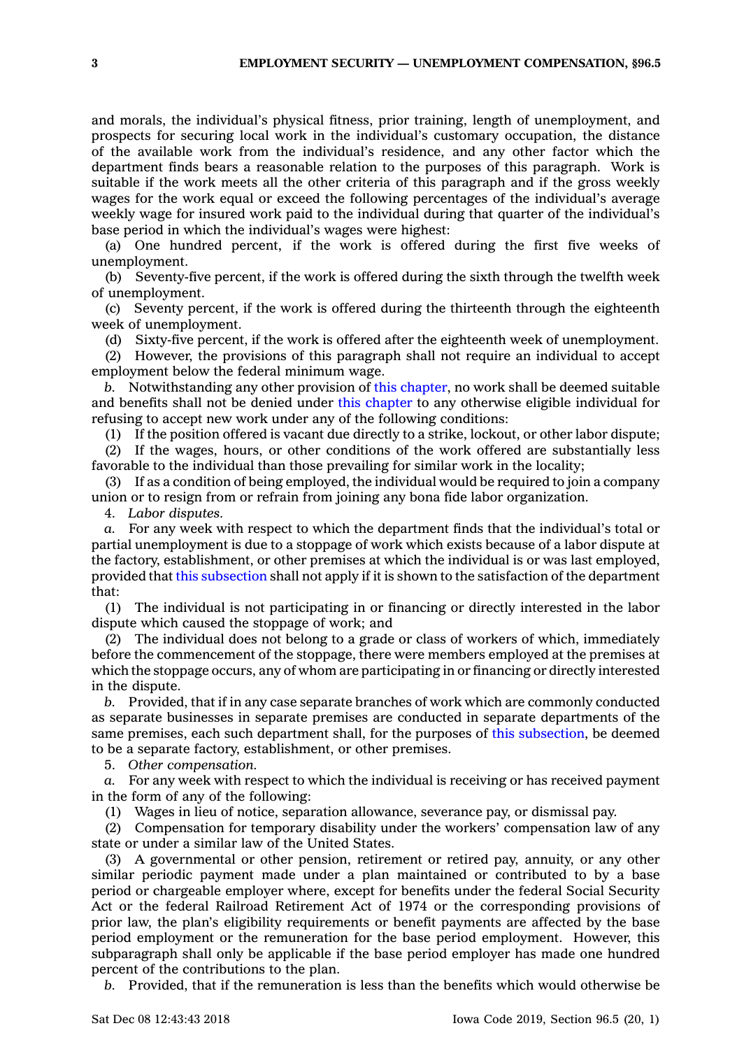and morals, the individual's physical fitness, prior training, length of unemployment, and prospects for securing local work in the individual's customary occupation, the distance of the available work from the individual's residence, and any other factor which the department finds bears a reasonable relation to the purposes of this paragraph. Work is suitable if the work meets all the other criteria of this paragraph and if the gross weekly wages for the work equal or exceed the following percentages of the individual's average weekly wage for insured work paid to the individual during that quarter of the individual's base period in which the individual's wages were highest:

(a) One hundred percent, if the work is offered during the first five weeks of unemployment.

(b) Seventy-five percent, if the work is offered during the sixth through the twelfth week of unemployment.

(c) Seventy percent, if the work is offered during the thirteenth through the eighteenth week of unemployment.

(d) Sixty-five percent, if the work is offered after the eighteenth week of unemployment.

(2) However, the provisions of this paragraph shall not require an individual to accept employment below the federal minimum wage.

*b.* Notwithstanding any other provision of this chapter, no work shall be deemed suitable and benefits shall not be denied under this chapter to any otherwise eligible individual for refusing to accept new work under any of the following conditions:

(1) If the position offered is vacant due directly to a strike, lockout, or other labor dispute;

(2) If the wages, hours, or other conditions of the work offered are substantially less favorable to the individual than those prevailing for similar work in the locality;

(3) If as a condition of being employed, the individual would be required to join a company union or to resign from or refrain from joining any bona fide labor organization.

4. *Labor disputes.*

*a.* For any week with respect to which the department finds that the individual's total or partial unemployment is due to a stoppage of work which exists because of a labor dispute at the factory, establishment, or other premises at which the individual is or was last employed, provided that this subsection shall not apply if it is shown to the satisfaction of the department that:

(1) The individual is not participating in or financing or directly interested in the labor dispute which caused the stoppage of work; and

(2) The individual does not belong to a grade or class of workers of which, immediately before the commencement of the stoppage, there were members employed at the premises at which the stoppage occurs, any of whom are participating in or financing or directly interested in the dispute.

*b.* Provided, that if in any case separate branches of work which are commonly conducted as separate businesses in separate premises are conducted in separate departments of the same premises, each such department shall, for the purposes of this subsection, be deemed to be a separate factory, establishment, or other premises.

5. *Other compensation.*

*a.* For any week with respect to which the individual is receiving or has received payment in the form of any of the following:

(1) Wages in lieu of notice, separation allowance, severance pay, or dismissal pay.

(2) Compensation for temporary disability under the workers' compensation law of any state or under a similar law of the United States.

(3) A governmental or other pension, retirement or retired pay, annuity, or any other similar periodic payment made under a plan maintained or contributed to by a base period or chargeable employer where, except for benefits under the federal Social Security Act or the federal Railroad Retirement Act of 1974 or the corresponding provisions of prior law, the plan's eligibility requirements or benefit payments are affected by the base period employment or the remuneration for the base period employment. However, this subparagraph shall only be applicable if the base period employer has made one hundred percent of the contributions to the plan.

*b.* Provided, that if the remuneration is less than the benefits which would otherwise be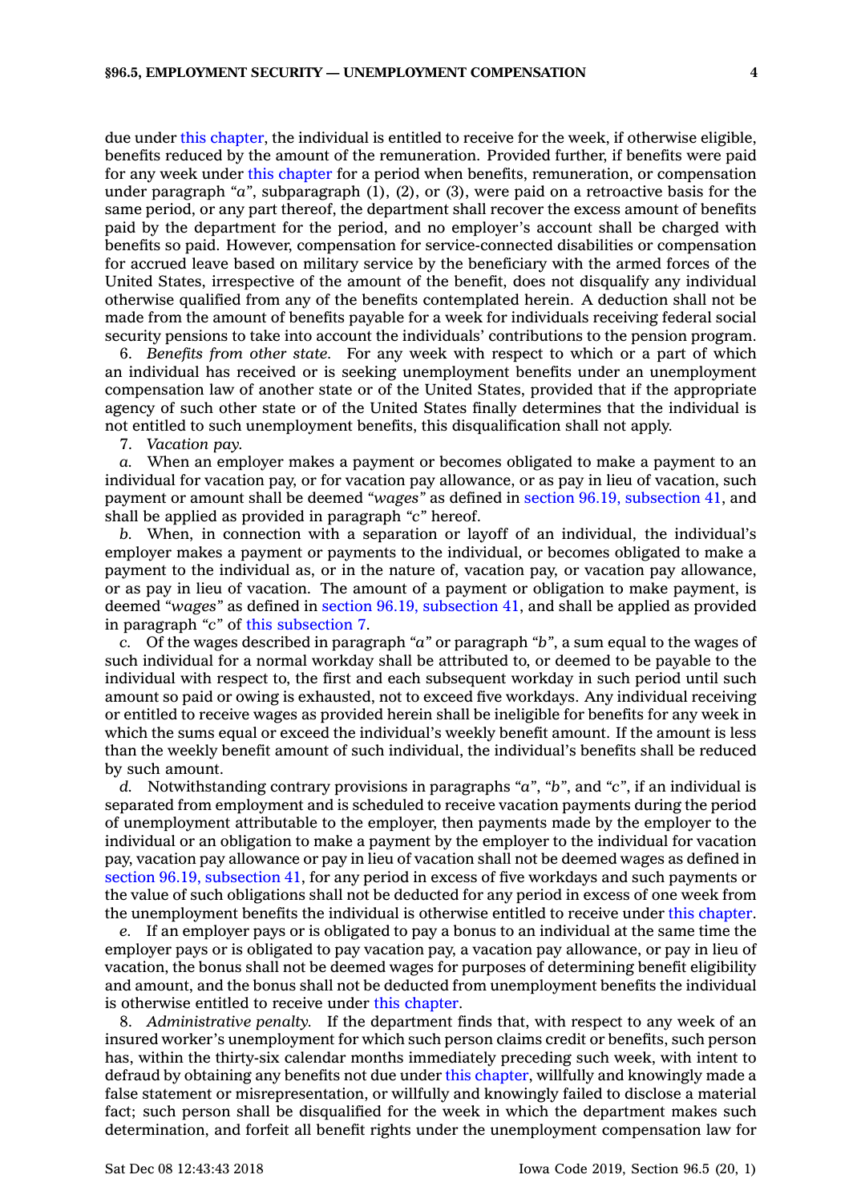due under this chapter, the individual is entitled to receive for the week, if otherwise eligible, benefits reduced by the amount of the remuneration. Provided further, if benefits were paid for any week under this chapter for a period when benefits, remuneration, or compensation under paragraph *"a"*, subparagraph (1), (2), or (3), were paid on a retroactive basis for the same period, or any part thereof, the department shall recover the excess amount of benefits paid by the department for the period, and no employer's account shall be charged with benefits so paid. However, compensation for service-connected disabilities or compensation for accrued leave based on military service by the beneficiary with the armed forces of the United States, irrespective of the amount of the benefit, does not disqualify any individual otherwise qualified from any of the benefits contemplated herein. A deduction shall not be made from the amount of benefits payable for a week for individuals receiving federal social security pensions to take into account the individuals' contributions to the pension program.

6. *Benefits from other state.* For any week with respect to which or a part of which an individual has received or is seeking unemployment benefits under an unemployment compensation law of another state or of the United States, provided that if the appropriate agency of such other state or of the United States finally determines that the individual is not entitled to such unemployment benefits, this disqualification shall not apply.

7. *Vacation pay.*

*a.* When an employer makes a payment or becomes obligated to make a payment to an individual for vacation pay, or for vacation pay allowance, or as pay in lieu of vacation, such payment or amount shall be deemed *"wages"* as defined in section 96.19, subsection 41, and shall be applied as provided in paragraph *"c"* hereof.

*b.* When, in connection with a separation or layoff of an individual, the individual's employer makes a payment or payments to the individual, or becomes obligated to make a payment to the individual as, or in the nature of, vacation pay, or vacation pay allowance, or as pay in lieu of vacation. The amount of a payment or obligation to make payment, is deemed *"wages"* as defined in section 96.19, subsection 41, and shall be applied as provided in paragraph *"c"* of this subsection 7.

*c.* Of the wages described in paragraph *"a"* or paragraph *"b"*, a sum equal to the wages of such individual for a normal workday shall be attributed to, or deemed to be payable to the individual with respect to, the first and each subsequent workday in such period until such amount so paid or owing is exhausted, not to exceed five workdays. Any individual receiving or entitled to receive wages as provided herein shall be ineligible for benefits for any week in which the sums equal or exceed the individual's weekly benefit amount. If the amount is less than the weekly benefit amount of such individual, the individual's benefits shall be reduced by such amount.

*d.* Notwithstanding contrary provisions in paragraphs *"a"*, *"b"*, and *"c"*, if an individual is separated from employment and is scheduled to receive vacation payments during the period of unemployment attributable to the employer, then payments made by the employer to the individual or an obligation to make a payment by the employer to the individual for vacation pay, vacation pay allowance or pay in lieu of vacation shall not be deemed wages as defined in section 96.19, subsection 41, for any period in excess of five workdays and such payments or the value of such obligations shall not be deducted for any period in excess of one week from the unemployment benefits the individual is otherwise entitled to receive under this chapter.

*e.* If an employer pays or is obligated to pay a bonus to an individual at the same time the employer pays or is obligated to pay vacation pay, a vacation pay allowance, or pay in lieu of vacation, the bonus shall not be deemed wages for purposes of determining benefit eligibility and amount, and the bonus shall not be deducted from unemployment benefits the individual is otherwise entitled to receive under this chapter.

8. *Administrative penalty.* If the department finds that, with respect to any week of an insured worker's unemployment for which such person claims credit or benefits, such person has, within the thirty-six calendar months immediately preceding such week, with intent to defraud by obtaining any benefits not due under this chapter, willfully and knowingly made a false statement or misrepresentation, or willfully and knowingly failed to disclose a material fact; such person shall be disqualified for the week in which the department makes such determination, and forfeit all benefit rights under the unemployment compensation law for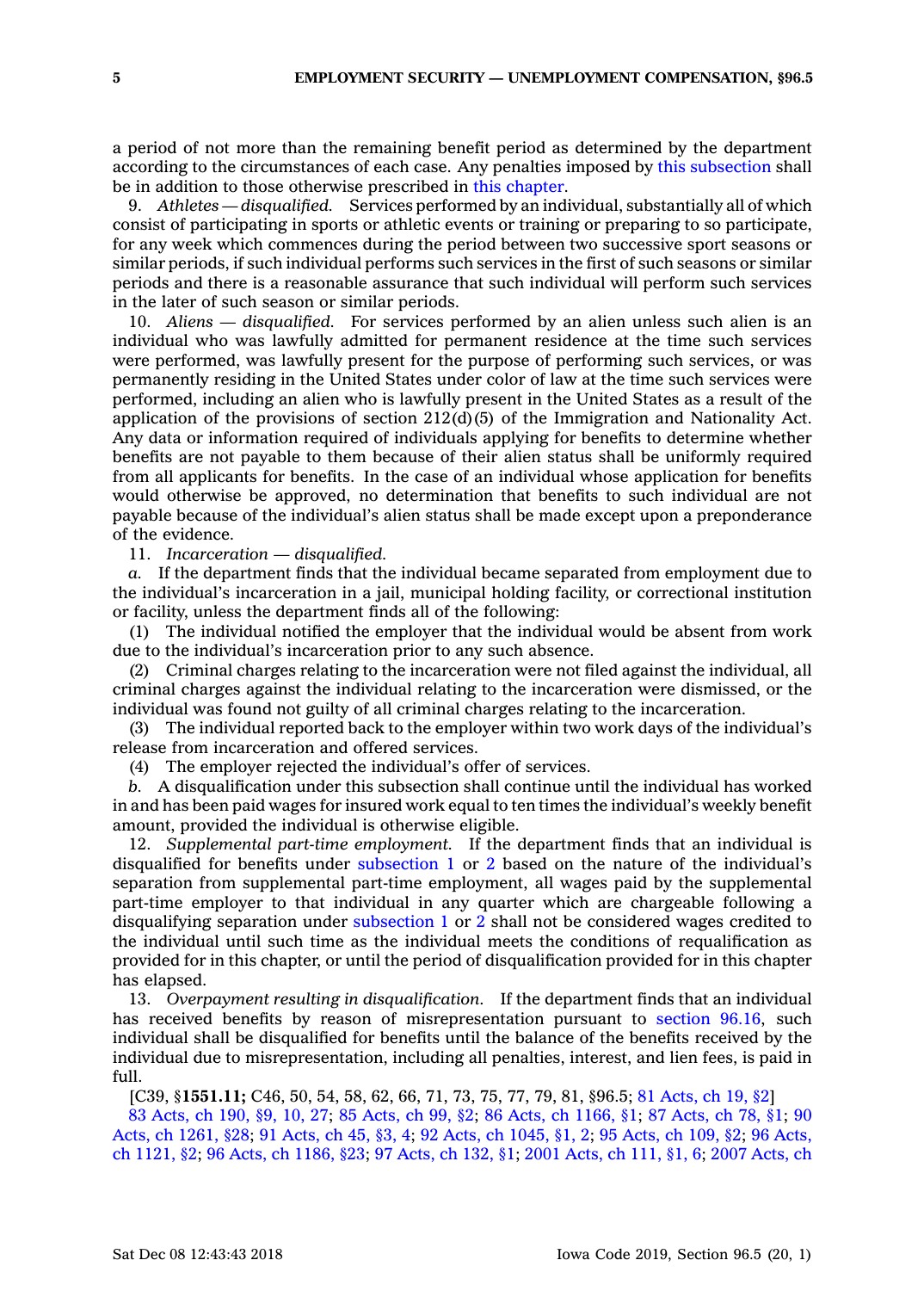a period of not more than the remaining benefit period as determined by the department according to the circumstances of each case. Any penalties imposed by this subsection shall be in addition to those otherwise prescribed in this chapter.

9. *Athletes — disqualified.* Services performed by an individual, substantially all of which consist of participating in sports or athletic events or training or preparing to so participate, for any week which commences during the period between two successive sport seasons or similar periods, if such individual performs such services in the first of such seasons or similar periods and there is a reasonable assurance that such individual will perform such services in the later of such season or similar periods.

10. *Aliens — disqualified.* For services performed by an alien unless such alien is an individual who was lawfully admitted for permanent residence at the time such services were performed, was lawfully present for the purpose of performing such services, or was permanently residing in the United States under color of law at the time such services were performed, including an alien who is lawfully present in the United States as a result of the application of the provisions of section 212(d)(5) of the Immigration and Nationality Act. Any data or information required of individuals applying for benefits to determine whether benefits are not payable to them because of their alien status shall be uniformly required from all applicants for benefits. In the case of an individual whose application for benefits would otherwise be approved, no determination that benefits to such individual are not payable because of the individual's alien status shall be made except upon a preponderance of the evidence.

11. *Incarceration — disqualified.*

*a.* If the department finds that the individual became separated from employment due to the individual's incarceration in a jail, municipal holding facility, or correctional institution or facility, unless the department finds all of the following:

(1) The individual notified the employer that the individual would be absent from work due to the individual's incarceration prior to any such absence.

(2) Criminal charges relating to the incarceration were not filed against the individual, all criminal charges against the individual relating to the incarceration were dismissed, or the individual was found not guilty of all criminal charges relating to the incarceration.

(3) The individual reported back to the employer within two work days of the individual's release from incarceration and offered services.

(4) The employer rejected the individual's offer of services.

*b.* A disqualification under this subsection shall continue until the individual has worked in and has been paid wages for insured work equal to ten times the individual's weekly benefit amount, provided the individual is otherwise eligible.

12. *Supplemental part-time employment.* If the department finds that an individual is disqualified for benefits under subsection 1 or 2 based on the nature of the individual's separation from supplemental part-time employment, all wages paid by the supplemental part-time employer to that individual in any quarter which are chargeable following a disqualifying separation under subsection 1 or 2 shall not be considered wages credited to the individual until such time as the individual meets the conditions of requalification as provided for in this chapter, or until the period of disqualification provided for in this chapter has elapsed.

13. *Overpayment resulting in disqualification.* If the department finds that an individual has received benefits by reason of misrepresentation pursuant to section 96.16, such individual shall be disqualified for benefits until the balance of the benefits received by the individual due to misrepresentation, including all penalties, interest, and lien fees, is paid in full.

[C39, §**1551.11;** C46, 50, 54, 58, 62, 66, 71, 73, 75, 77, 79, 81, §96.5; 81 Acts, ch 19, §2]

83 Acts, ch 190, §9, 10, 27; 85 Acts, ch 99, §2; 86 Acts, ch 1166, §1; 87 Acts, ch 78, §1; 90 Acts, ch 1261, §28; 91 Acts, ch 45, §3, 4; 92 Acts, ch 1045, §1, 2; 95 Acts, ch 109, §2; 96 Acts, ch 1121, §2; 96 Acts, ch 1186, §23; 97 Acts, ch 132, §1; 2001 Acts, ch 111, §1, 6; 2007 Acts, ch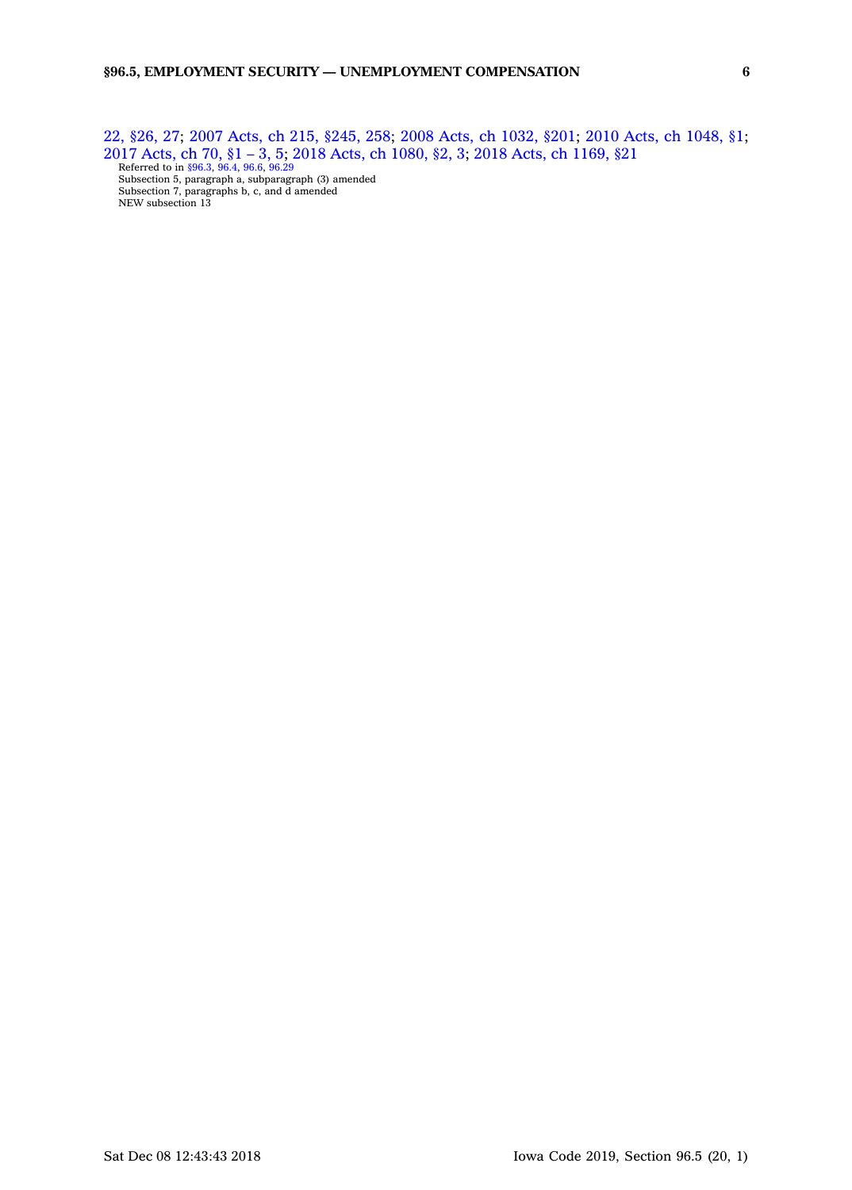22, §26, 27; 2007 Acts, ch 215, §245, 258; 2008 Acts, ch 1032, §201; 2010 Acts, ch 1048, §1; 2017 Acts, ch 70, §1 – 3, 5; 2018 Acts, ch 1080, §2, 3; 2018 Acts, ch 1169, §21

Referred to in §96.3, 96.4, 96.6, 96.29

Subsection 5, paragraph a, subparagraph (3) amended

Subsection 7, paragraphs b, c, and d amended

NEW subsection 13